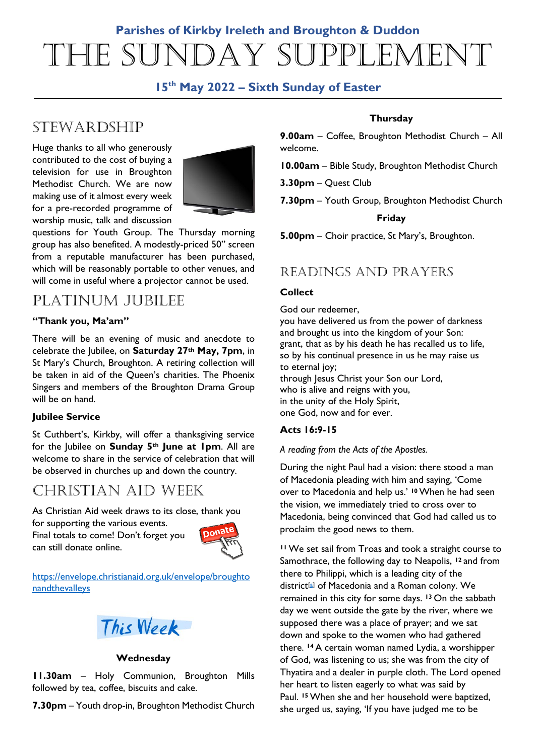Parishes of Kirkby Ireleth and Broughton & Duddon

# THE SUNDAY SUPPLEMENT

### 15th May 2022 – Sixth Sunday of Easter

## STEWARDSHIP

Huge thanks to all who generously contributed to the cost of buying a television for use in Broughton Methodist Church. We are now making use of it almost every week for a pre-recorded programme of worship music, talk and discussion questions for Youth Group. The Thursday morning group has also benefited. A modestly-priced 50" screen from a reputable manufacturer has been purchased, which will be reasonably portable to other venues, and will come in useful where a projector cannot be used.

## PLATINUM JUBILEE

**"Thank you, Ma'am"**

There will be an evening of music and anecdote to celebrate the Jubilee, on **Saturday 27th May, 7pm**, in St Mary's Church, Broughton. A retiring collection will be taken in aid of the Queen's charities. The Phoenix Singers and members of the Broughton Drama Group will be on hand.

**Jubilee Service**

St Cuthbert's, Kirkby, will offer a thanksgiving service for the Jubilee on **Sunday 5th June at 1pm**. All are welcome to share in the service of celebration that will be observed in churches up and down the country.

## CHRISTIAN AID WEEK

As Christian Aid week draws to its close, thank you for supporting the various events. Final totals to come! Don't forget you can still donate online.

https://envelope.christianaid.org.uk/envelope/broughtonandthevalleys

## This Week

**Wednesday**

**11.30am** – Holy Communion, Broughton Mills followed by tea, coffee, biscuits and cake.

**7.30pm** – Youth drop-in, Broughton Methodist Church

**Thursday**

**9.00am** – Coffee, Broughton Methodist Church – All welcome.

**10.00am** – Bible Study, Broughton Methodist Church

**3.30pm** – Quest Club

**7.30pm** – Youth Group, Broughton Methodist Church

**Friday**

**5.00pm** – Choir practice, St Mary's, Broughton.

## READINGS AND PRAYERS

**Collect**

God our redeemer,
you have delivered us from the power of darkness
and brought us into the kingdom of your Son:
grant, that as by his death he has recalled us to life,
so by his continual presence in us he may raise us
to eternal joy;
through Jesus Christ your Son our Lord,
who is alive and reigns with you,
in the unity of the Holy Spirit,
one God, now and for ever.

**Acts 16:9-15**

*A reading from the Acts of the Apostles.*

During the night Paul had a vision: there stood a man of Macedonia pleading with him and saying, 'Come over to Macedonia and help us.' 10 When he had seen the vision, we immediately tried to cross over to Macedonia, being convinced that God had called us to proclaim the good news to them.

11 We set sail from Troas and took a straight course to Samothrace, the following day to Neapolis, 12 and from there to Philippi, which is a leading city of the district[a] of Macedonia and a Roman colony. We remained in this city for some days. 13 On the sabbath day we went outside the gate by the river, where we supposed there was a place of prayer; and we sat down and spoke to the women who had gathered there. 14 A certain woman named Lydia, a worshipper of God, was listening to us; she was from the city of Thyatira and a dealer in purple cloth. The Lord opened her heart to listen eagerly to what was said by Paul. 15 When she and her household were baptized, she urged us, saying, 'If you have judged me to be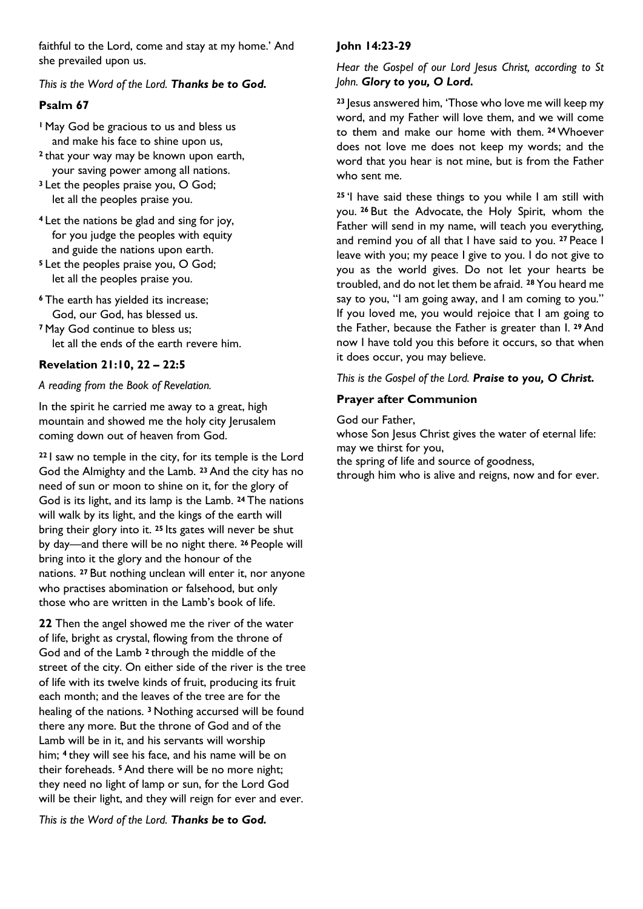faithful to the Lord, come and stay at my home.' And she prevailed upon us.

*This is the Word of the Lord.* ***Thanks be to God.***

### Psalm 67

[1] May God be gracious to us and bless us
and make his face to shine upon us,
[2] that your way may be known upon earth,
your saving power among all nations.
[3] Let the peoples praise you, O God;
let all the peoples praise you.

[4] Let the nations be glad and sing for joy,
for you judge the peoples with equity
and guide the nations upon earth.
[5] Let the peoples praise you, O God;
let all the peoples praise you.

[6] The earth has yielded its increase;
God, our God, has blessed us.
[7] May God continue to bless us;
let all the ends of the earth revere him.

### Revelation 21:10, 22 – 22:5

*A reading from the Book of Revelation.*

In the spirit he carried me away to a great, high mountain and showed me the holy city Jerusalem coming down out of heaven from God.

[22] I saw no temple in the city, for its temple is the Lord God the Almighty and the Lamb. [23] And the city has no need of sun or moon to shine on it, for the glory of God is its light, and its lamp is the Lamb. [24] The nations will walk by its light, and the kings of the earth will bring their glory into it. [25] Its gates will never be shut by day—and there will be no night there. [26] People will bring into it the glory and the honour of the nations. [27] But nothing unclean will enter it, nor anyone who practises abomination or falsehood, but only those who are written in the Lamb's book of life.

**22** Then the angel showed me the river of the water of life, bright as crystal, flowing from the throne of God and of the Lamb [2] through the middle of the street of the city. On either side of the river is the tree of life with its twelve kinds of fruit, producing its fruit each month; and the leaves of the tree are for the healing of the nations. [3] Nothing accursed will be found there any more. But the throne of God and of the Lamb will be in it, and his servants will worship him; [4] they will see his face, and his name will be on their foreheads. [5] And there will be no more night; they need no light of lamp or sun, for the Lord God will be their light, and they will reign for ever and ever.

*This is the Word of the Lord.* ***Thanks be to God.***

### John 14:23-29

*Hear the Gospel of our Lord Jesus Christ, according to St John.* ***Glory to you, O Lord.***

[23] Jesus answered him, 'Those who love me will keep my word, and my Father will love them, and we will come to them and make our home with them. [24] Whoever does not love me does not keep my words; and the word that you hear is not mine, but is from the Father who sent me.

[25] 'I have said these things to you while I am still with you. [26] But the Advocate, the Holy Spirit, whom the Father will send in my name, will teach you everything, and remind you of all that I have said to you. [27] Peace I leave with you; my peace I give to you. I do not give to you as the world gives. Do not let your hearts be troubled, and do not let them be afraid. [28] You heard me say to you, "I am going away, and I am coming to you." If you loved me, you would rejoice that I am going to the Father, because the Father is greater than I. [29] And now I have told you this before it occurs, so that when it does occur, you may believe.

*This is the Gospel of the Lord.* ***Praise to you, O Christ.***

### Prayer after Communion

God our Father,
whose Son Jesus Christ gives the water of eternal life:
may we thirst for you,
the spring of life and source of goodness,
through him who is alive and reigns, now and for ever.